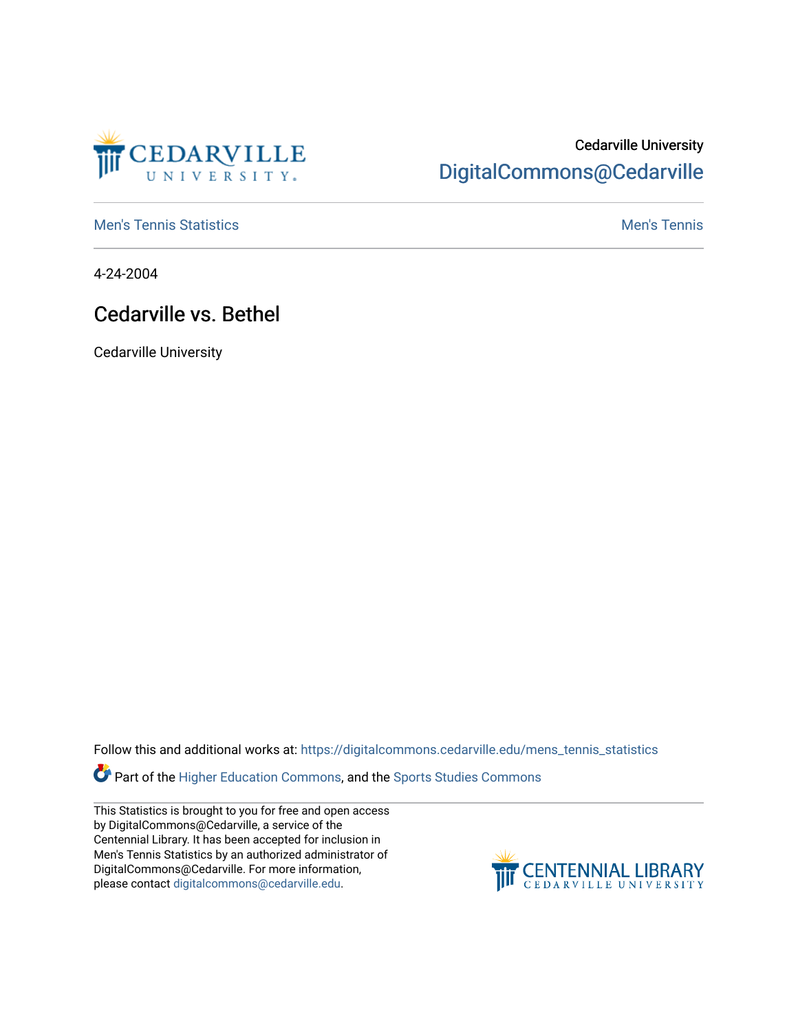Cedarville University
DigitalCommons@Cedarville

Men's Tennis Statistics | Men's Tennis

4-24-2004

# Cedarville vs. Bethel

Cedarville University

Follow this and additional works at: https://digitalcommons.cedarville.edu/mens_tennis_statistics

Part of the Higher Education Commons, and the Sports Studies Commons

This Statistics is brought to you for free and open access by DigitalCommons@Cedarville, a service of the Centennial Library. It has been accepted for inclusion in Men's Tennis Statistics by an authorized administrator of DigitalCommons@Cedarville. For more information, please contact digitalcommons@cedarville.edu.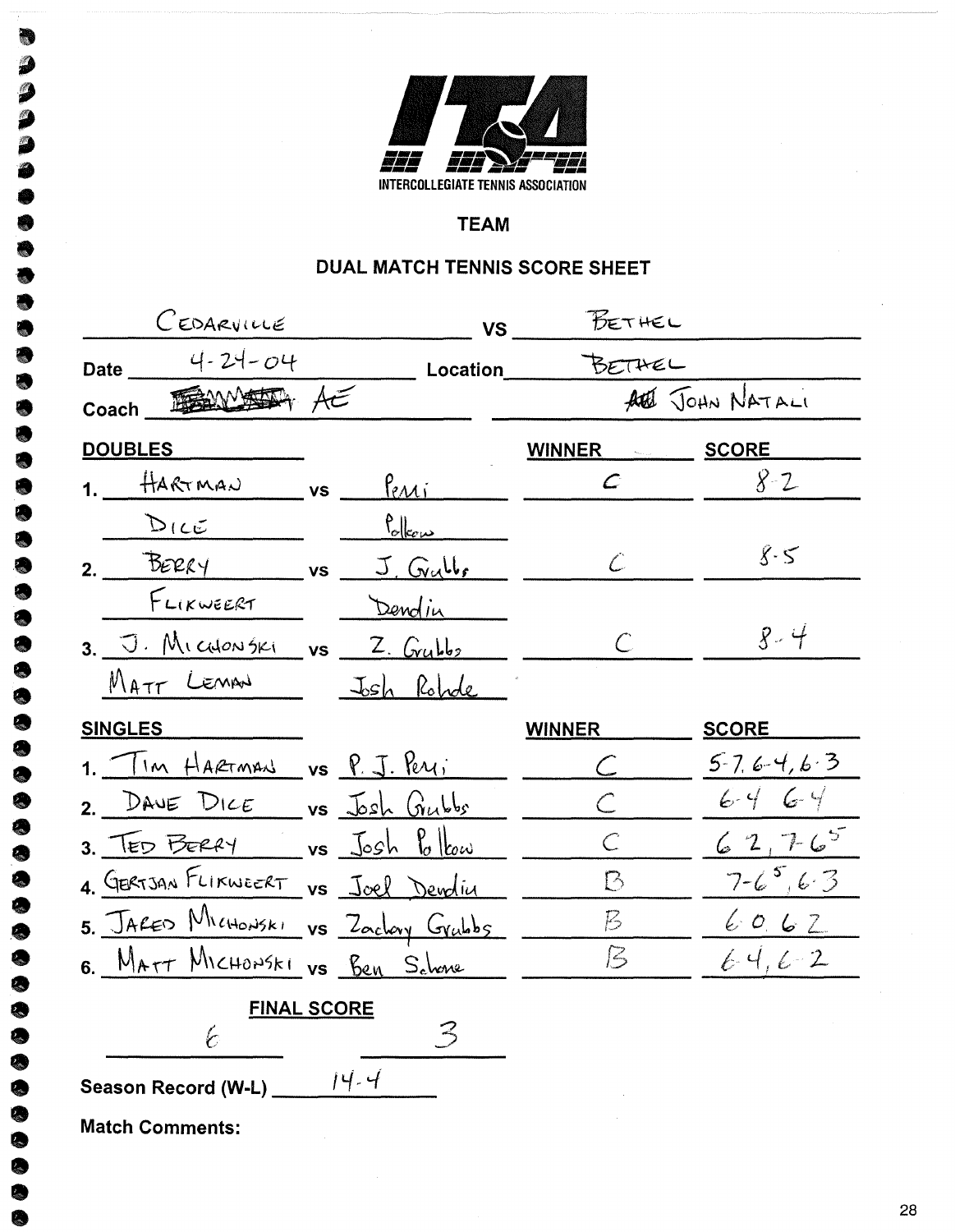**ITA**

INTERCOLLEGIATE TENNIS ASSOCIATION

## TEAM

## DUAL MATCH TENNIS SCORE SHEET

CEDARVILLE VS BETHEL

Date 4-24-04 Location BETHEL

Coach ~~[crossed out]~~ AE — ~~AE~~ JOHN NATALI

**DOUBLES**

| | | | | WINNER | SCORE |
|---|---|---|---|---|---|
| 1. | HARTMAN / DICE | vs | Peri / Pollow | C | 8-2 |
| 2. | BERRY / FLIKWEERT | vs | J. Grubbs / Dendin | C | 8-5 |
| 3. | J. MICHONSKI / MATT LEMAN | vs | Z. Grubbs / Josh Rohde | C | 8-4 |

**SINGLES**

| | | | | WINNER | SCORE |
|---|---|---|---|---|---|
| 1. | TIM HARTMAN | vs | P. J. Peri | C | 5-7, 6-4, 6-3 |
| 2. | DAVE DICE | vs | Josh Grubbs | C | 6-4 6-4 |
| 3. | TED BERRY | vs | Josh Pollow | C | 6-2, 7-6$^{5}$ |
| 4. | GERTJAN FLIKWEERT | vs | Joel Dendin | B | 7-6$^{5}$, 6-3 |
| 5. | JARED MICHONSKI | vs | Zachary Grubbs | B | 6-0 6-2 |
| 6. | MATT MICHONSKI | vs | Ben Schone | B | 6-4, 6-2 |

**FINAL SCORE**

6 3

Season Record (W-L) 14-4

Match Comments: